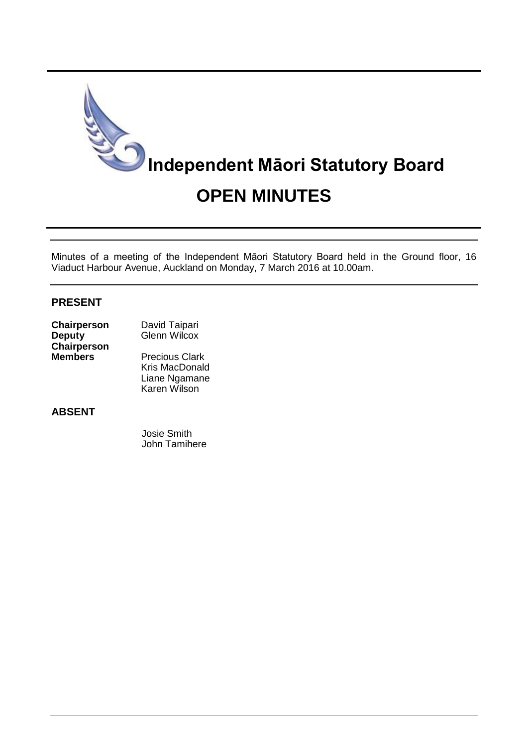# Independent Māori Statutory Board

## OPEN MINUTES

Minutes of a meeting of the Independent Māori Statutory Board held in the Ground floor, 16 Viaduct Harbour Avenue, Auckland on Monday, 7 March 2016 at 10.00am.

### PRESENT

| | |
|---|---|
| **Chairperson** | David Taipari |
| **Deputy Chairperson** | Glenn Wilcox |
| **Members** | Precious Clark |
| | Kris MacDonald |
| | Liane Ngamane |
| | Karen Wilson |

### ABSENT

Josie Smith
John Tamihere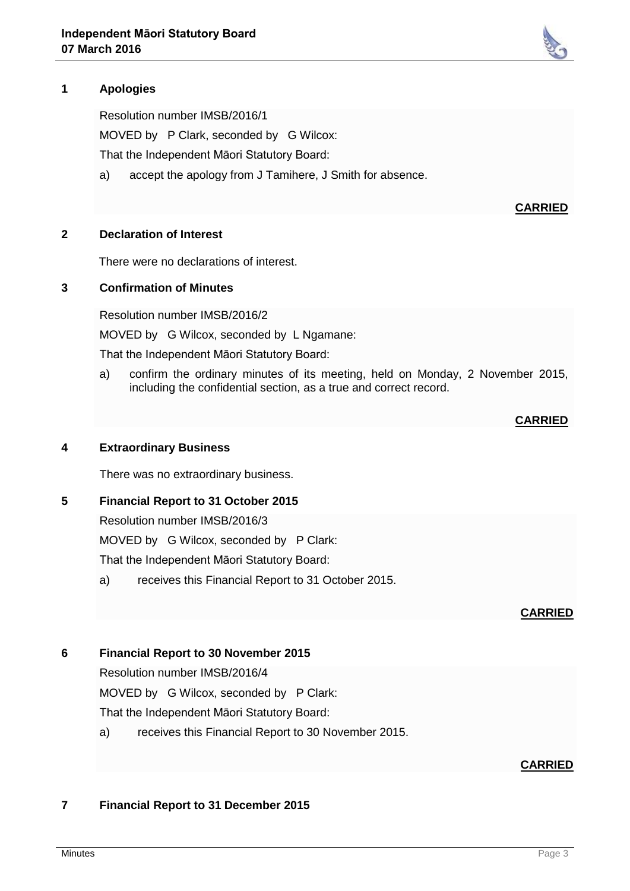## 1 Apologies

Resolution number IMSB/2016/1

MOVED by P Clark, seconded by G Wilcox:

That the Independent Māori Statutory Board:

a) accept the apology from J Tamihere, J Smith for absence.

**CARRIED**

## 2 Declaration of Interest

There were no declarations of interest.

## 3 Confirmation of Minutes

Resolution number IMSB/2016/2

MOVED by G Wilcox, seconded by L Ngamane:

That the Independent Māori Statutory Board:

a) confirm the ordinary minutes of its meeting, held on Monday, 2 November 2015, including the confidential section, as a true and correct record.

**CARRIED**

## 4 Extraordinary Business

There was no extraordinary business.

## 5 Financial Report to 31 October 2015

Resolution number IMSB/2016/3

MOVED by G Wilcox, seconded by P Clark:

That the Independent Māori Statutory Board:

a) receives this Financial Report to 31 October 2015.

**CARRIED**

## 6 Financial Report to 30 November 2015

Resolution number IMSB/2016/4

MOVED by G Wilcox, seconded by P Clark:

That the Independent Māori Statutory Board:

a) receives this Financial Report to 30 November 2015.

**CARRIED**

## 7 Financial Report to 31 December 2015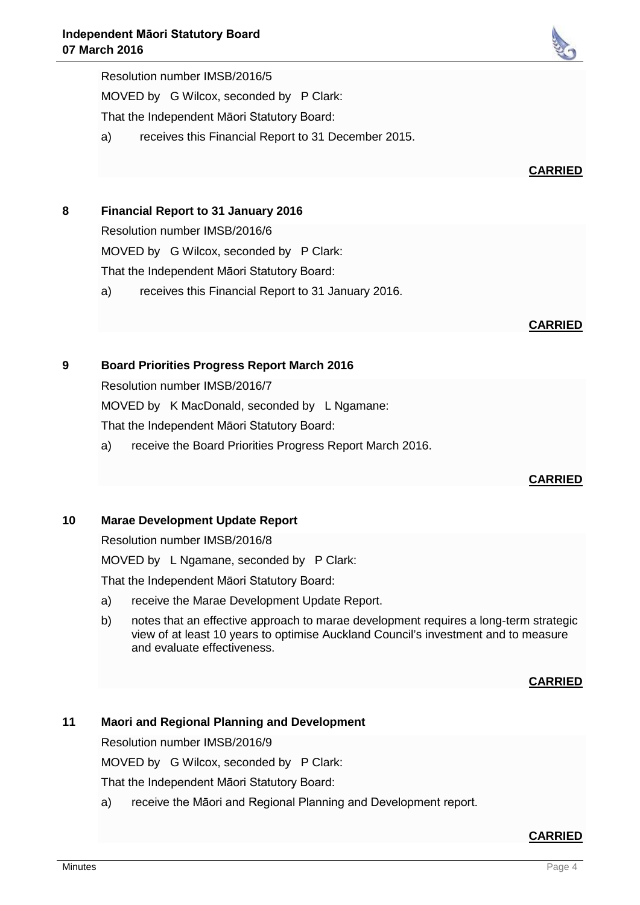Resolution number IMSB/2016/5

MOVED by G Wilcox, seconded by P Clark:

That the Independent Māori Statutory Board:

a) receives this Financial Report to 31 December 2015.

**CARRIED**

## 8 Financial Report to 31 January 2016

Resolution number IMSB/2016/6

MOVED by G Wilcox, seconded by P Clark:

That the Independent Māori Statutory Board:

a) receives this Financial Report to 31 January 2016.

**CARRIED**

## 9 Board Priorities Progress Report March 2016

Resolution number IMSB/2016/7

MOVED by K MacDonald, seconded by L Ngamane:

That the Independent Māori Statutory Board:

a) receive the Board Priorities Progress Report March 2016.

**CARRIED**

## 10 Marae Development Update Report

Resolution number IMSB/2016/8

MOVED by L Ngamane, seconded by P Clark:

That the Independent Māori Statutory Board:

a) receive the Marae Development Update Report.

b) notes that an effective approach to marae development requires a long-term strategic view of at least 10 years to optimise Auckland Council's investment and to measure and evaluate effectiveness.

**CARRIED**

## 11 Maori and Regional Planning and Development

Resolution number IMSB/2016/9

MOVED by G Wilcox, seconded by P Clark:

That the Independent Māori Statutory Board:

a) receive the Māori and Regional Planning and Development report.

**CARRIED**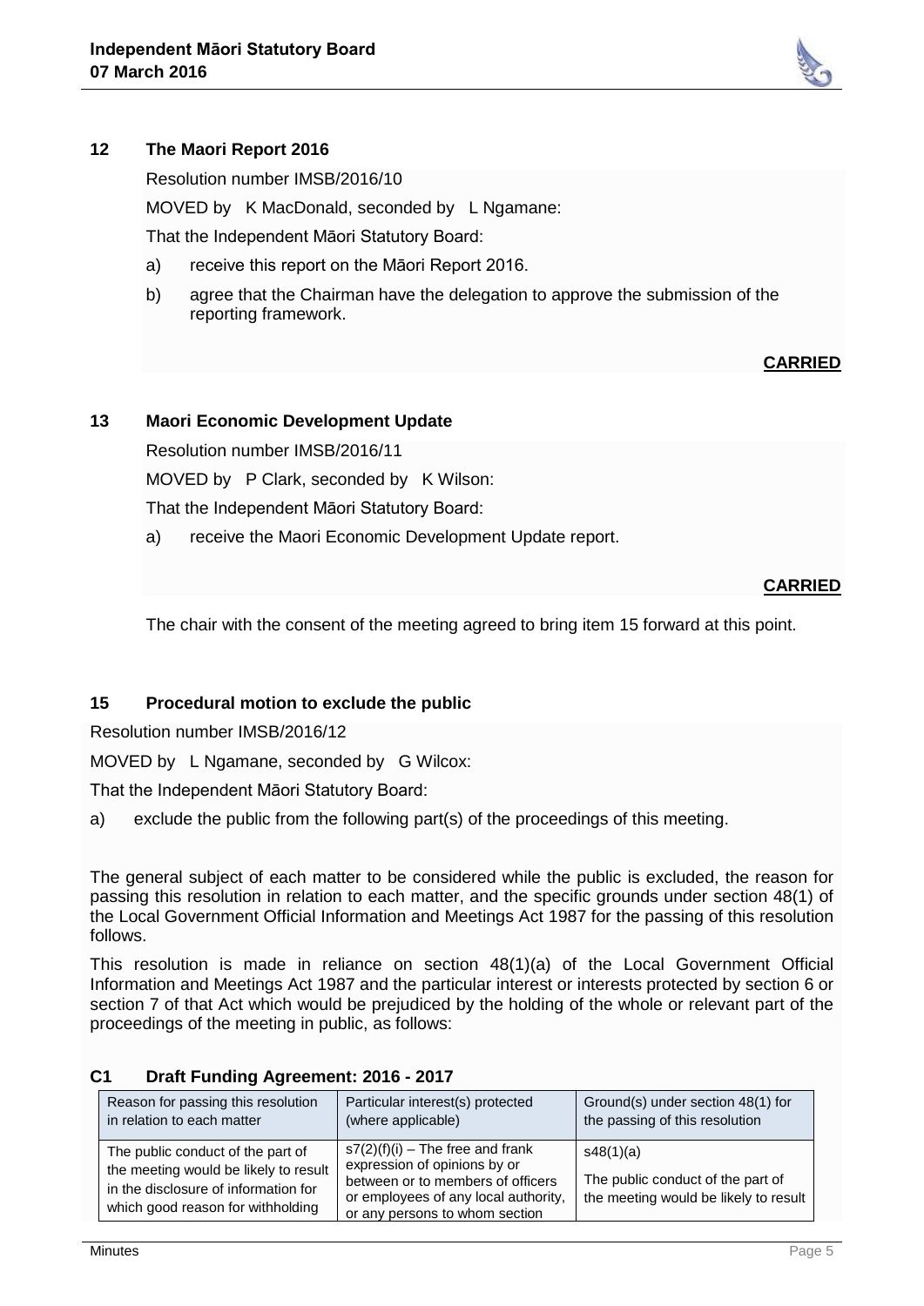## 12 The Maori Report 2016

Resolution number IMSB/2016/10

MOVED by K MacDonald, seconded by L Ngamane:

That the Independent Māori Statutory Board:

a) receive this report on the Māori Report 2016.

b) agree that the Chairman have the delegation to approve the submission of the reporting framework.

**CARRIED**

## 13 Maori Economic Development Update

Resolution number IMSB/2016/11

MOVED by P Clark, seconded by K Wilson:

That the Independent Māori Statutory Board:

a) receive the Maori Economic Development Update report.

**CARRIED**

The chair with the consent of the meeting agreed to bring item 15 forward at this point.

## 15 Procedural motion to exclude the public

Resolution number IMSB/2016/12

MOVED by L Ngamane, seconded by G Wilcox:

That the Independent Māori Statutory Board:

a) exclude the public from the following part(s) of the proceedings of this meeting.

The general subject of each matter to be considered while the public is excluded, the reason for passing this resolution in relation to each matter, and the specific grounds under section 48(1) of the Local Government Official Information and Meetings Act 1987 for the passing of this resolution follows.

This resolution is made in reliance on section 48(1)(a) of the Local Government Official Information and Meetings Act 1987 and the particular interest or interests protected by section 6 or section 7 of that Act which would be prejudiced by the holding of the whole or relevant part of the proceedings of the meeting in public, as follows:

### C1 Draft Funding Agreement: 2016 - 2017

| Reason for passing this resolution in relation to each matter | Particular interest(s) protected (where applicable) | Ground(s) under section 48(1) for the passing of this resolution |
|---|---|---|
| The public conduct of the part of the meeting would be likely to result in the disclosure of information for which good reason for withholding | s7(2)(f)(i) – The free and frank expression of opinions by or between or to members of officers or employees of any local authority, or any persons to whom section | s48(1)(a)<br><br>The public conduct of the part of the meeting would be likely to result |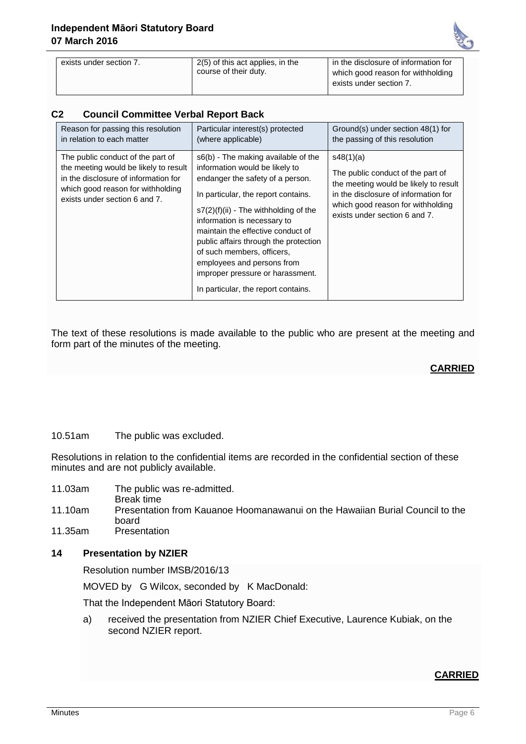| exists under section 7. | 2(5) of this act applies, in the course of their duty. | in the disclosure of information for which good reason for withholding exists under section 7. |
|---|---|---|

### C2 Council Committee Verbal Report Back

| Reason for passing this resolution in relation to each matter | Particular interest(s) protected (where applicable) | Ground(s) under section 48(1) for the passing of this resolution |
|---|---|---|
| The public conduct of the part of the meeting would be likely to result in the disclosure of information for which good reason for withholding exists under section 6 and 7. | s6(b) - The making available of the information would be likely to endanger the safety of a person.<br><br>In particular, the report contains.<br><br>s7(2)(f)(ii) - The withholding of the information is necessary to maintain the effective conduct of public affairs through the protection of such members, officers, employees and persons from improper pressure or harassment.<br><br>In particular, the report contains. | s48(1)(a)<br><br>The public conduct of the part of the meeting would be likely to result in the disclosure of information for which good reason for withholding exists under section 6 and 7. |

The text of these resolutions is made available to the public who are present at the meeting and form part of the minutes of the meeting.

**CARRIED**

10.51am The public was excluded.

Resolutions in relation to the confidential items are recorded in the confidential section of these minutes and are not publicly available.

11.03am The public was re-admitted.
Break time
11.10am Presentation from Kauanoe Hoomanawanui on the Hawaiian Burial Council to the board
11.35am Presentation

## 14 Presentation by NZIER

Resolution number IMSB/2016/13

MOVED by G Wilcox, seconded by K MacDonald:

That the Independent Māori Statutory Board:

a) received the presentation from NZIER Chief Executive, Laurence Kubiak, on the second NZIER report.

**CARRIED**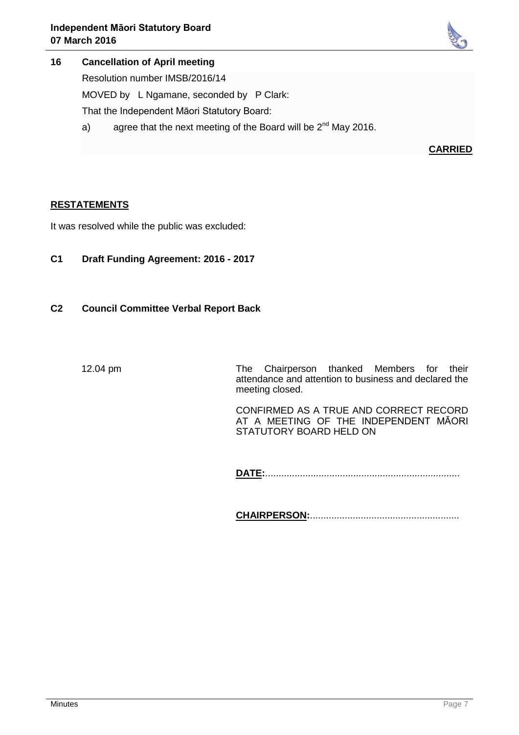## 16 Cancellation of April meeting

Resolution number IMSB/2016/14

MOVED by L Ngamane, seconded by P Clark:

That the Independent Māori Statutory Board:

a) agree that the next meeting of the Board will be 2nd May 2016.

**CARRIED**

**RESTATEMENTS**

It was resolved while the public was excluded:

## C1 Draft Funding Agreement: 2016 - 2017

## C2 Council Committee Verbal Report Back

12.04 pm The Chairperson thanked Members for their attendance and attention to business and declared the meeting closed.

CONFIRMED AS A TRUE AND CORRECT RECORD AT A MEETING OF THE INDEPENDENT MĀORI STATUTORY BOARD HELD ON

**DATE:**.........................................................................

**CHAIRPERSON:**........................................................